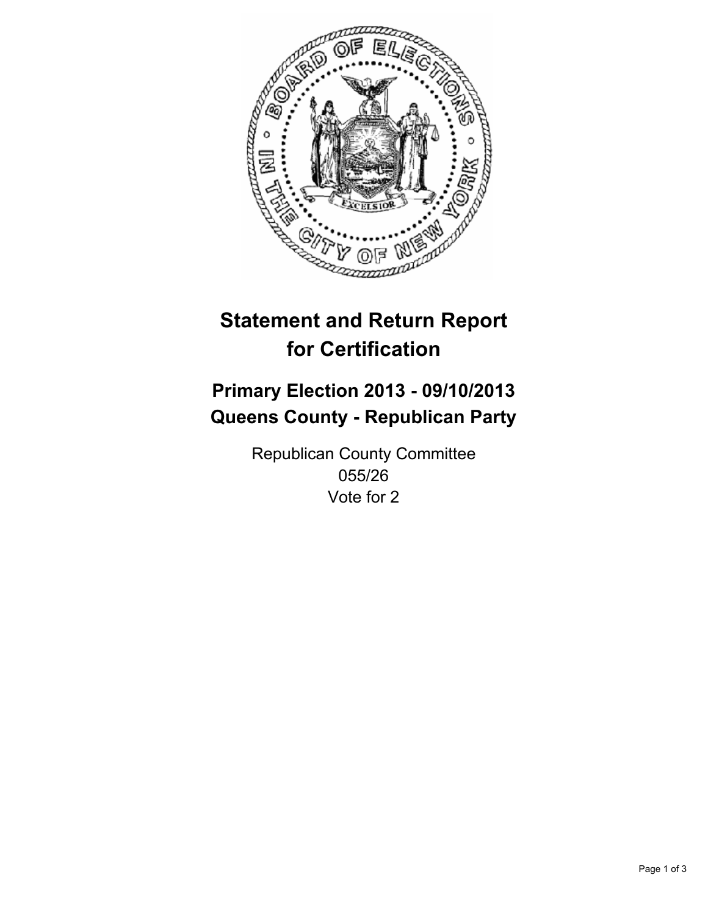# Statement and Return Report for Certification

## Primary Election 2013 - 09/10/2013
## Queens County - Republican Party

Republican County Committee
055/26
Vote for 2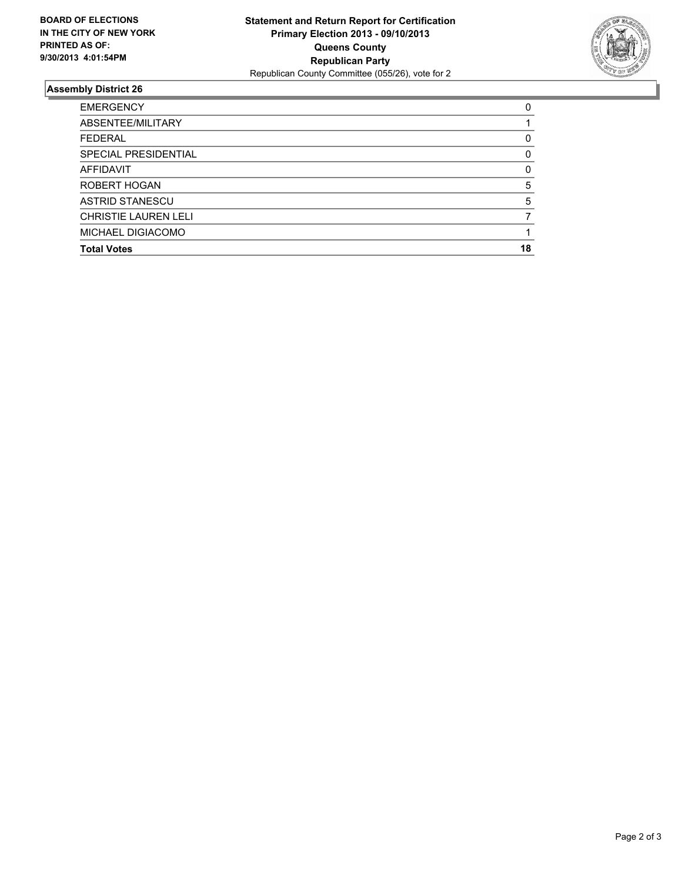**BOARD OF ELECTIONS IN THE CITY OF NEW YORK PRINTED AS OF: 9/30/2013 4:01:54PM**

**Statement and Return Report for Certification**
**Primary Election 2013 - 09/10/2013**
**Queens County**
**Republican Party**
Republican County Committee (055/26), vote for 2

## Assembly District 26

| | |
|---|---|
| EMERGENCY | 0 |
| ABSENTEE/MILITARY | 1 |
| FEDERAL | 0 |
| SPECIAL PRESIDENTIAL | 0 |
| AFFIDAVIT | 0 |
| ROBERT HOGAN | 5 |
| ASTRID STANESCU | 5 |
| CHRISTIE LAUREN LELI | 7 |
| MICHAEL DIGIACOMO | 1 |
| **Total Votes** | **18** |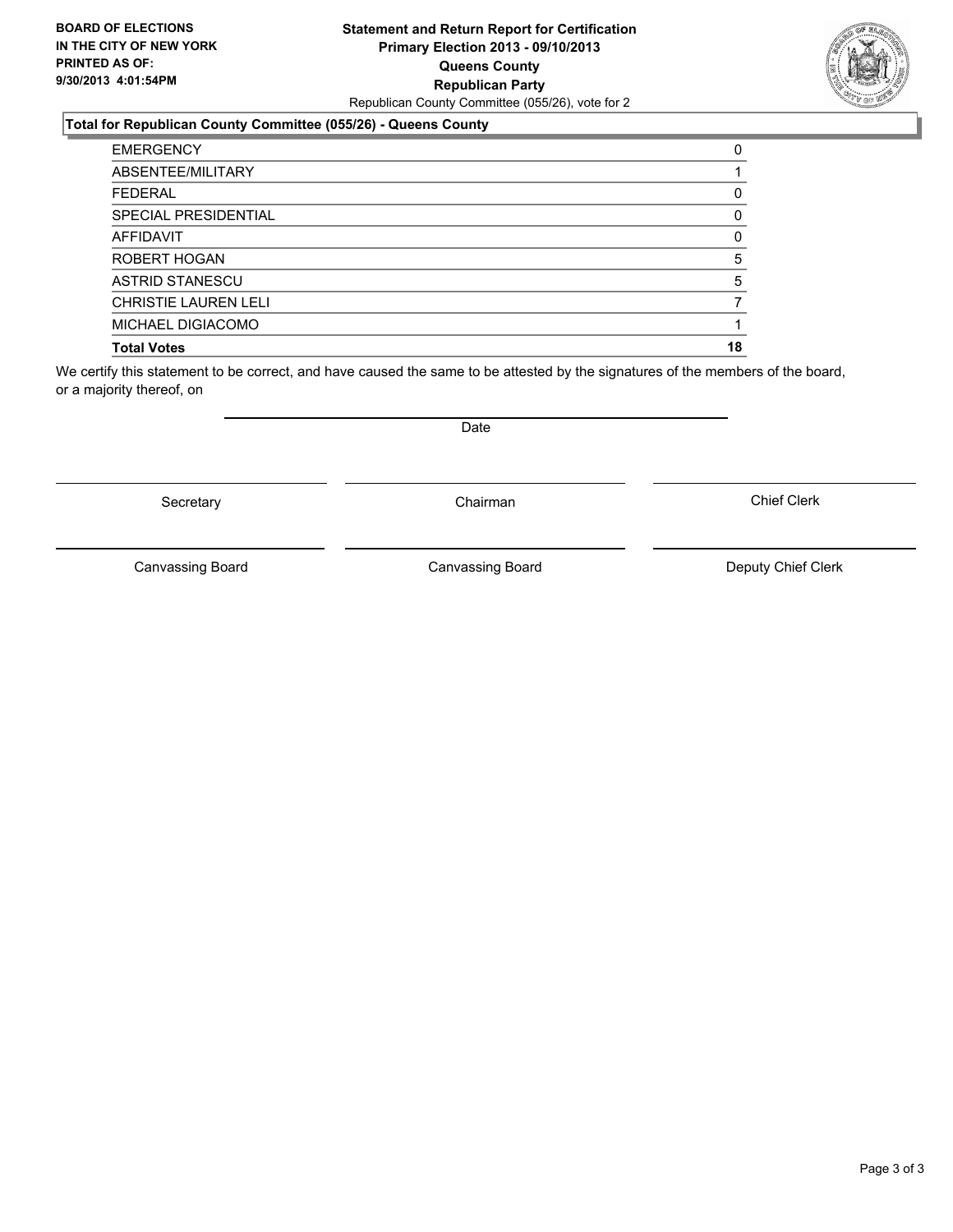**BOARD OF ELECTIONS IN THE CITY OF NEW YORK PRINTED AS OF: 9/30/2013 4:01:54PM**

**Statement and Return Report for Certification**
**Primary Election 2013 - 09/10/2013**
**Queens County**
**Republican Party**
Republican County Committee (055/26), vote for 2

### Total for Republican County Committee (055/26) - Queens County

| | |
|---|---|
| EMERGENCY | 0 |
| ABSENTEE/MILITARY | 1 |
| FEDERAL | 0 |
| SPECIAL PRESIDENTIAL | 0 |
| AFFIDAVIT | 0 |
| ROBERT HOGAN | 5 |
| ASTRID STANESCU | 5 |
| CHRISTIE LAUREN LELI | 7 |
| MICHAEL DIGIACOMO | 1 |
| **Total Votes** | **18** |

We certify this statement to be correct, and have caused the same to be attested by the signatures of the members of the board, or a majority thereof, on

Date

Secretary | Chairman | Chief Clerk

Canvassing Board | Canvassing Board | Deputy Chief Clerk